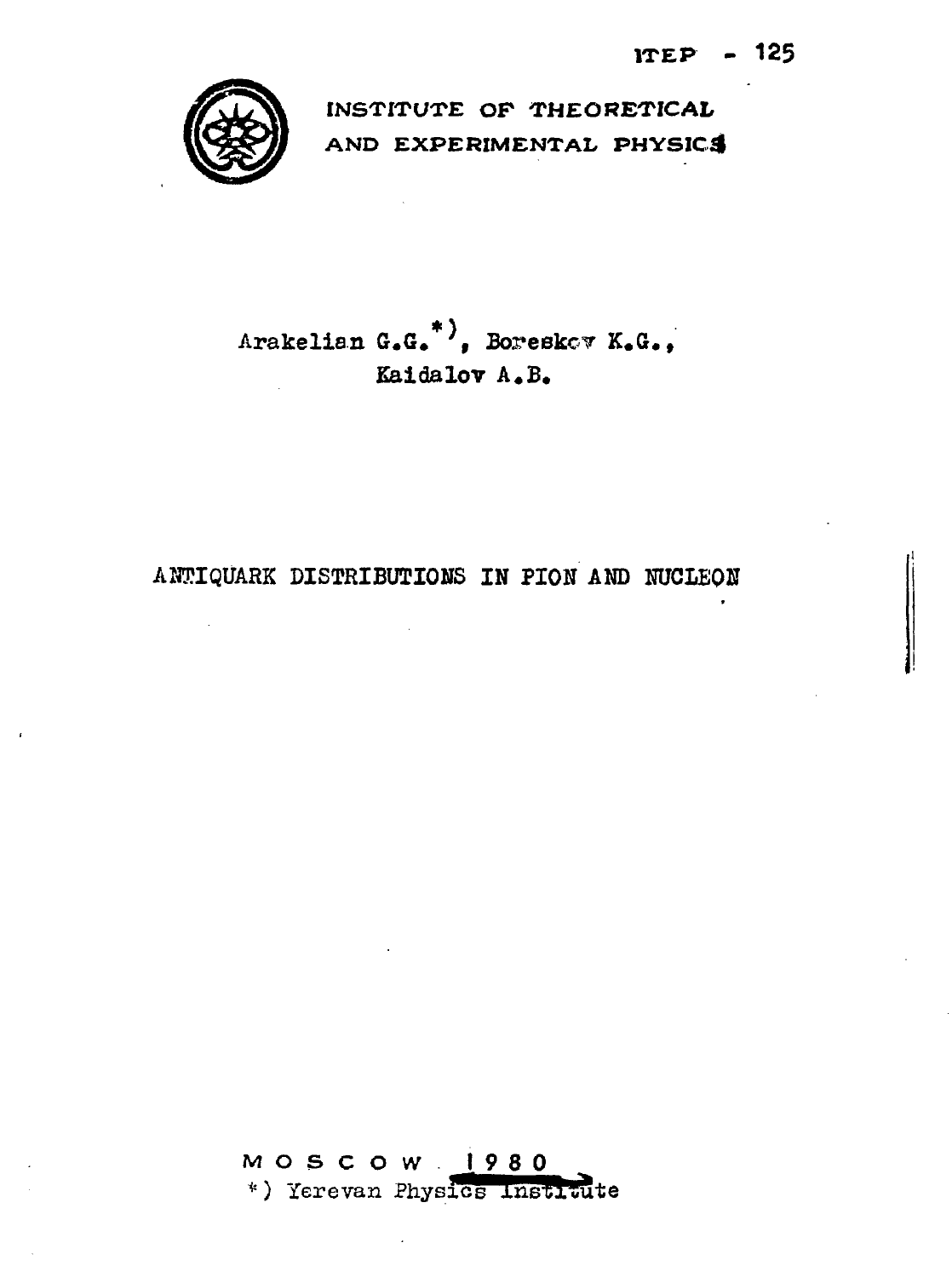ITEP - 125

INSTITUTE OF THEORETICAL AND EXPERIMENTAL PHYSICS

Arakelian G.G.*), Boreskov K.G., Kaidalov A.B.

# ANTIQUARK DISTRIBUTIONS IN PION AND NUCLEON

MOSCOW 1980

*) Yerevan Physics Institute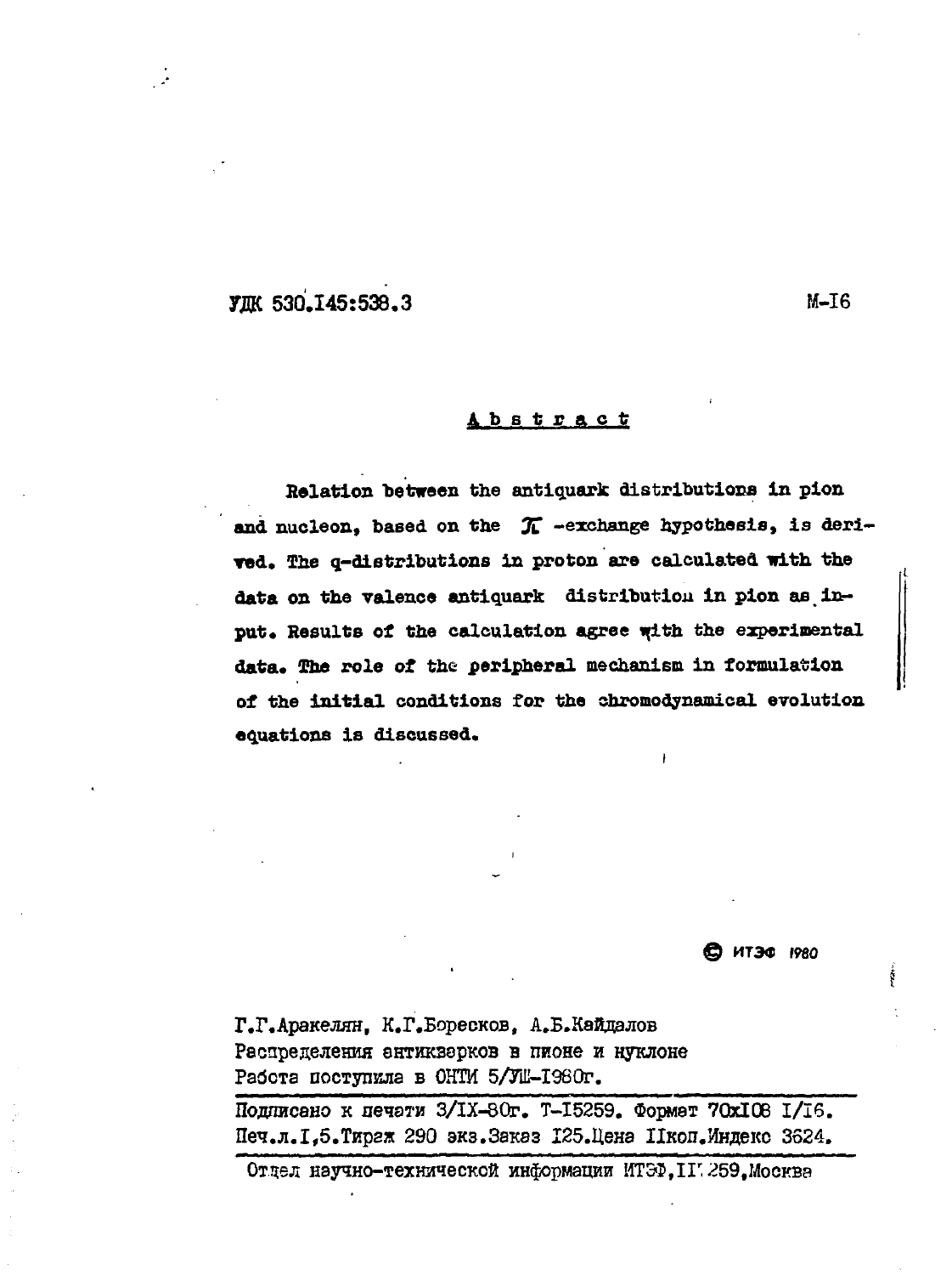УДК 530.145:538.3

М-16

## Abstract

Relation between the antiquark distributions in pion and nucleon, based on the $\pi$ -exchange hypothesis, is derived. The q-distributions in proton are calculated with the data on the valence antiquark distribution in pion as input. Results of the calculation agree with the experimental data. The role of the peripheral mechanism in formulation of the initial conditions for the chromodynamical evolution equations is discussed.

© ИТЭФ 1980

Г.Г.Аракелян, К.Г.Боресков, А.Б.Кайдалов
Распределения антикварков в пионе и нуклоне
Работа поступила в ОНТИ 5/УШ-1980г.

Подписано к печати 3/IX-80г. Т-15259. Формат 70х108 1/16.
Печ.л.1,5.Тираж 290 экз.Заказ 125.Цена 11коп.Индекс 3624.

Отдел научно-технической информации ИТЭФ,117259,Москва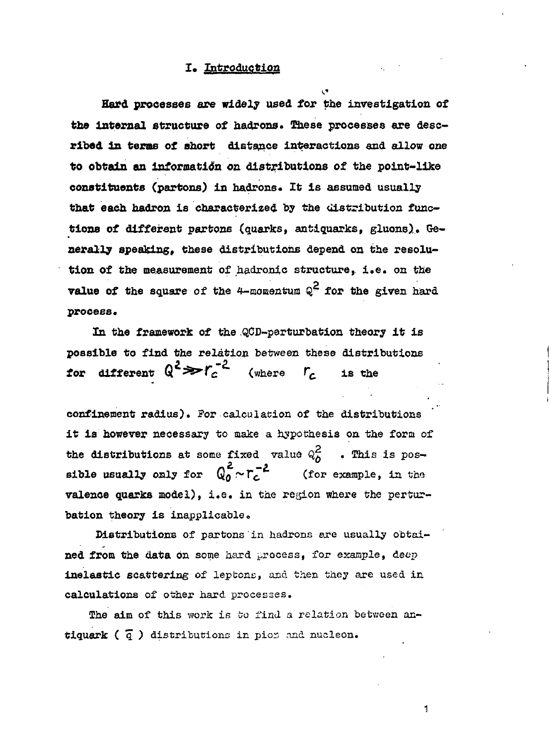# I. Introduction

Hard processes are widely used for the investigation of the internal structure of hadrons. These processes are described in terms of short distance interactions and allow one to obtain an information on distributions of the point-like constituents (partons) in hadrons. It is assumed usually that each hadron is characterized by the distribution functions of different partons (quarks, antiquarks, gluons). Generally speaking, these distributions depend on the resolution of the measurement of hadronic structure, i.e. on the value of the square of the 4-momentum $Q^2$ for the given hard process.

In the framework of the QCD-perturbation theory it is possible to find the relation between these distributions for different $Q^2 \gg r_c^{-2}$ (where $r_c$ is the confinement radius). For calculation of the distributions it is however necessary to make a hypothesis on the form of the distributions at some fixed value $Q_0^2$ . This is possible usually only for $Q_0^2 \sim r_c^{-2}$ (for example, in the valence quarks model), i.e. in the region where the perturbation theory is inapplicable.

Distributions of partons in hadrons are usually obtained from the data on some hard process, for example, deep inelastic scattering of leptons, and then they are used in calculations of other hard processes.

The aim of this work is to find a relation between antiquark ( $\bar{q}$ ) distributions in pion and nucleon.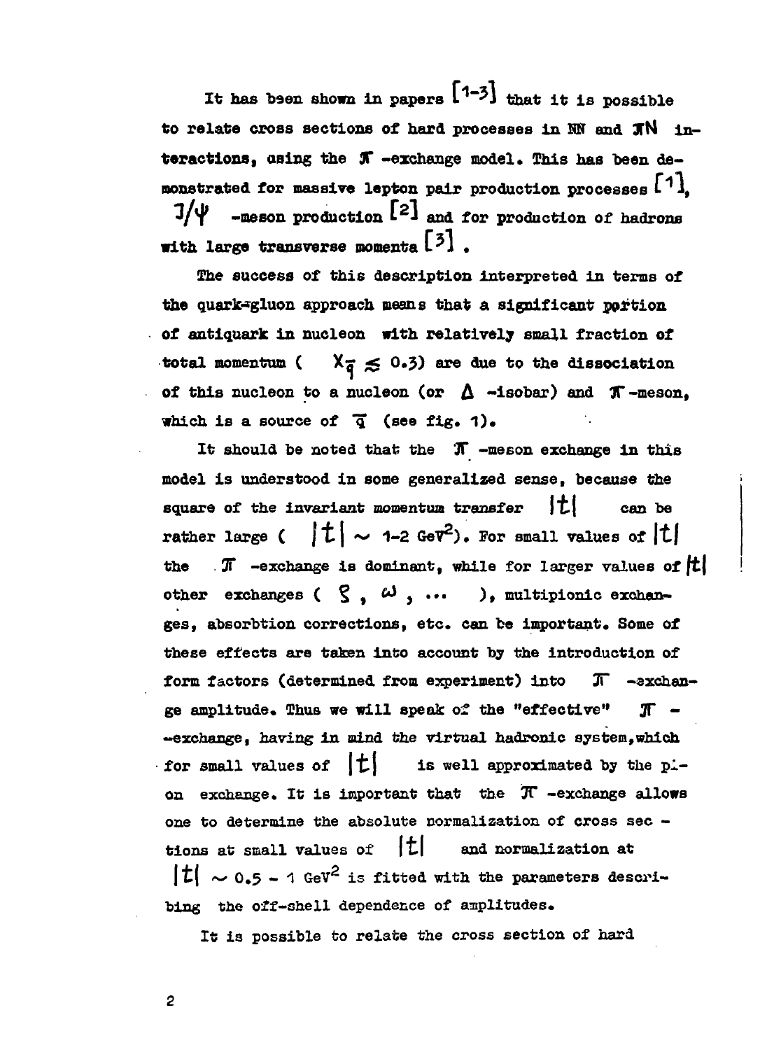It has been shown in papers [1-3] that it is possible to relate cross sections of hard processes in NN and $\pi N$ interactions, using the $\pi$-exchange model. This has been demonstrated for massive lepton pair production processes [1], $J/\psi$-meson production [2] and for production of hadrons with large transverse momenta [3].

The success of this description interpreted in terms of the quark-gluon approach means that a significant portion of antiquark in nucleon with relatively small fraction of total momentum ( $x_{\bar{q}} \lesssim 0.3$) are due to the dissociation of this nucleon to a nucleon (or $\Delta$-isobar) and $\pi$-meson, which is a source of $\bar{q}$ (see fig. 1).

It should be noted that the $\pi$-meson exchange in this model is understood in some generalized sense, because the square of the invariant momentum transfer $|t|$ can be rather large ( $|t| \sim$ 1-2 GeV$^2$). For small values of $|t|$ the $\pi$-exchange is dominant, while for larger values of $|t|$ other exchanges ( $\rho$, $\omega$, ... ), multipionic exchanges, absorbtion corrections, etc. can be important. Some of these effects are taken into account by the introduction of form factors (determined from experiment) into $\pi$-exchange amplitude. Thus we will speak of the "effective" $\pi$-exchange, having in mind the virtual hadronic system, which for small values of $|t|$ is well approximated by the pion exchange. It is important that the $\pi$-exchange allows one to determine the absolute normalization of cross sections at small values of $|t|$ and normalization at $|t| \sim$ 0.5 - 1 GeV$^2$ is fitted with the parameters describing the off-shell dependence of amplitudes.

It is possible to relate the cross section of hard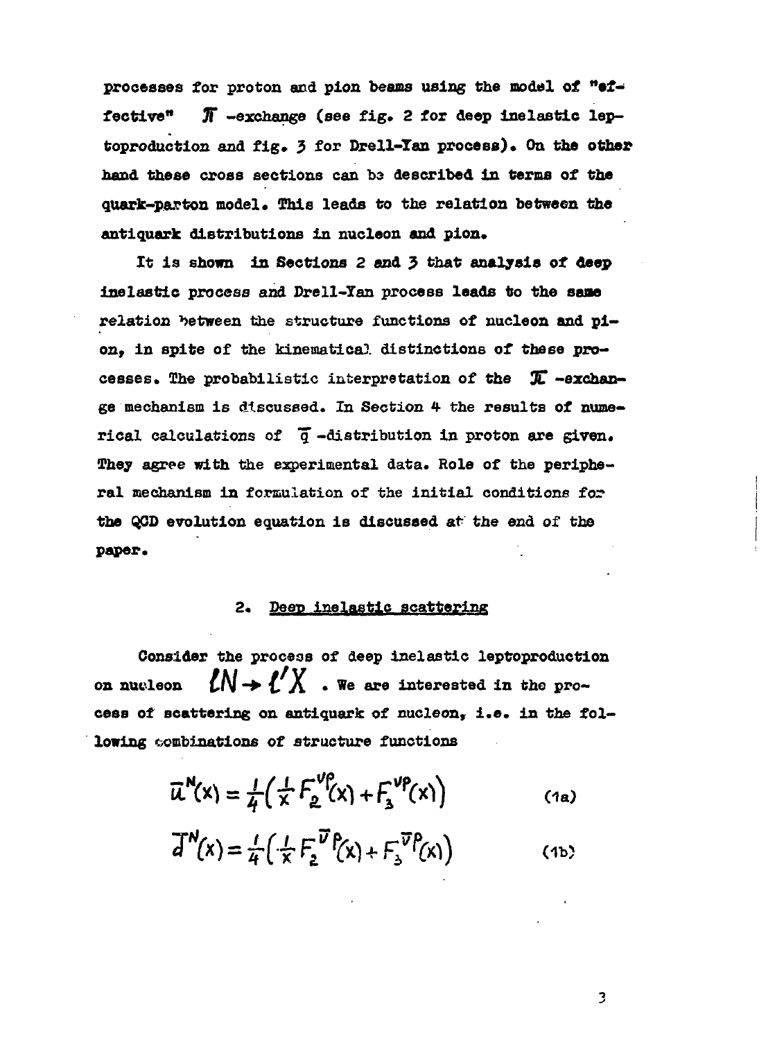processes for proton and pion beams using the model of "effective" $\pi$-exchange (see fig. 2 for deep inelastic leptoproduction and fig. 3 for Drell-Yan process). On the other hand these cross sections can be described in terms of the quark-parton model. This leads to the relation between the antiquark distributions in nucleon and pion.

It is shown in Sections 2 and 3 that analysis of deep inelastic process and Drell-Yan process leads to the same relation between the structure functions of nucleon and pion, in spite of the kinematical distinctions of these processes. The probabilistic interpretation of the $\pi$-exchange mechanism is discussed. In Section 4 the results of numerical calculations of $\bar{q}$-distribution in proton are given. They agree with the experimental data. Role of the peripheral mechanism in formulation of the initial conditions for the QCD evolution equation is discussed at the end of the paper.

## 2. Deep inelastic scattering

Consider the process of deep inelastic leptoproduction on nucleon $\ell N \to \ell' X$. We are interested in the process of scattering on antiquark of nucleon, i.e. in the following combinations of structure functions

$$\bar{u}^N(x) = \frac{1}{4}\left(\frac{1}{x} F_2^{\nu p}(x) + F_3^{\nu p}(x)\right) \qquad (1a)$$

$$\bar{d}^N(x) = \frac{1}{4}\left(\frac{1}{x} F_2^{\bar{\nu} p}(x) + F_3^{\bar{\nu} p}(x)\right) \qquad (1b)$$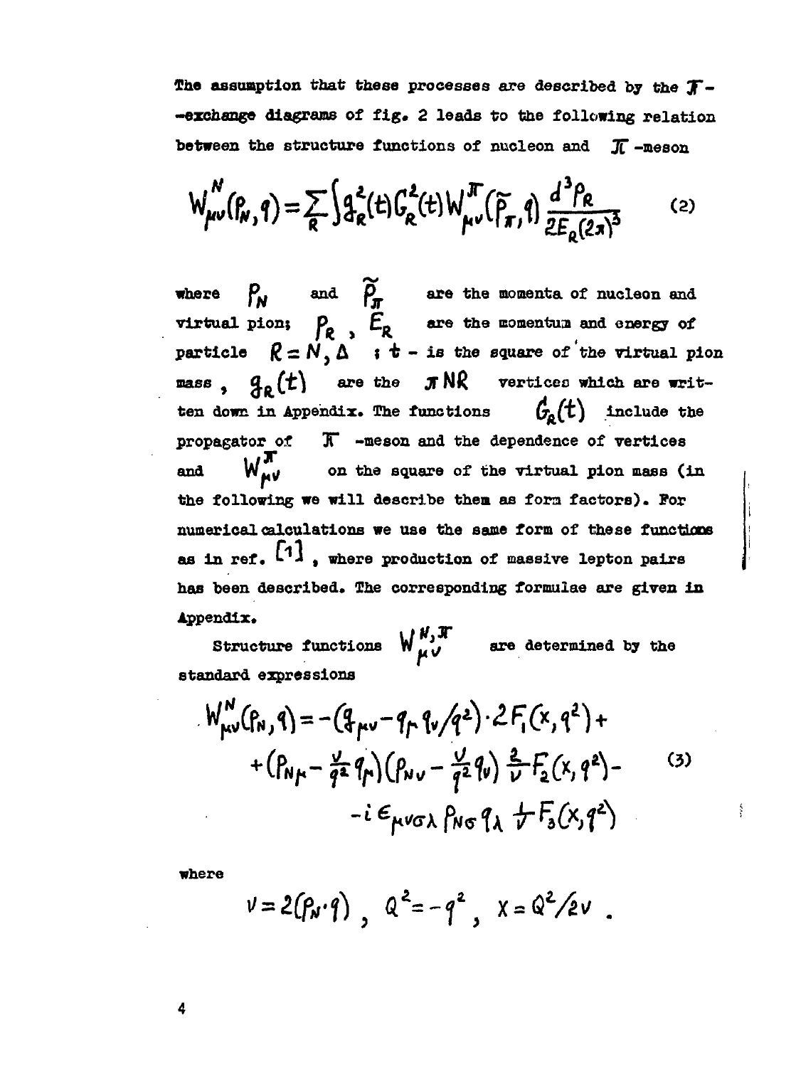The assumption that these processes are described by the $\pi$--exchange diagrams of fig. 2 leads to the following relation between the structure functions of nucleon and $\pi$-meson

$$W^N_{\mu\nu}(P_N, q) = \sum_R \int g_R^2(t) G_R^2(t) W^\pi_{\mu\nu}(\widetilde{P}_\pi, q) \frac{d^3 P_R}{2E_R (2\pi)^3} \qquad (2)$$

where $P_N$ and $\widetilde{P}_\pi$ are the momenta of nucleon and virtual pion; $P_R$ , $E_R$ are the momentum and energy of particle $R = N, \Delta$ ; $t$ - is the square of the virtual pion mass , $g_R(t)$ are the $\pi NR$ vertices which are written down in Appendix. The functions $G_R(t)$ include the propagator of $\pi$ -meson and the dependence of vertices and $W^\pi_{\mu\nu}$ on the square of the virtual pion mass (in the following we will describe them as form factors). For numerical calculations we use the same form of these functions as in ref. [1] , where production of massive lepton pairs has been described. The corresponding formulae are given in Appendix.

Structure functions $W^{N,\pi}_{\mu\nu}$ are determined by the standard expressions

$$\begin{aligned} W^N_{\mu\nu}(P_N, q) = &-\left(g_{\mu\nu} - q_\mu q_\nu / q^2\right) \cdot 2F_1(x, q^2) + \\ &+ \left(P_{N\mu} - \frac{\nu}{q^2} q_\mu\right)\left(P_{N\nu} - \frac{\nu}{q^2} q_\nu\right) \frac{2}{\nu} F_2(x, q^2) - \\ &- i\,\epsilon_{\mu\nu\sigma\lambda} P_{N\sigma} q_\lambda \frac{1}{\nu} F_3(x, q^2) \end{aligned} \qquad (3)$$

where

$$\nu = 2(P_N \cdot q)\ , \quad Q^2 = -q^2\ , \quad x = Q^2/2\nu\ .$$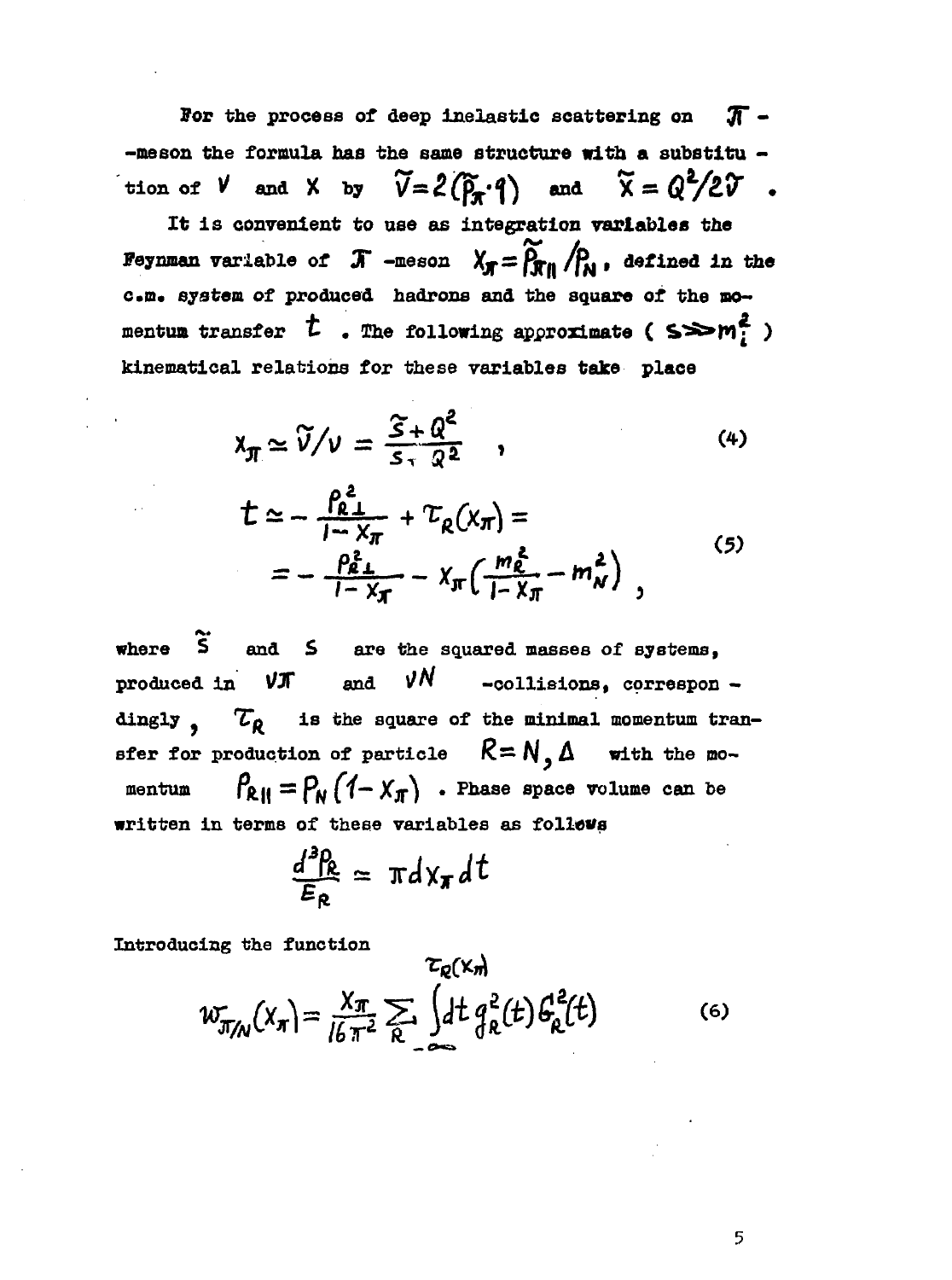For the process of deep inelastic scattering on $\pi$-meson the formula has the same structure with a substitution of $\nu$ and $x$ by $\tilde{\nu} = 2(\tilde{p}_\pi \cdot q)$ and $\tilde{x} = Q^2/2\tilde{\nu}$.

It is convenient to use as integration variables the Feynman variable of $\pi$-meson $x_\pi = \tilde{p}_{\pi\parallel}/p_N$, defined in the c.m. system of produced hadrons and the square of the momentum transfer $t$. The following approximate ( $s \gg m_i^2$ ) kinematical relations for these variables take place

$$x_\pi \simeq \tilde{\nu}/\nu = \frac{\tilde{s} + Q^2}{s + Q^2} \quad , \tag{4}$$

$$\begin{aligned} t &\simeq -\frac{p_{R\perp}^2}{1 - x_\pi} + \tau_R(x_\pi) = \\ &= -\frac{p_{R\perp}^2}{1 - x_\pi} - x_\pi\left(\frac{m_R^2}{1 - x_\pi} - m_N^2\right) , \end{aligned} \tag{5}$$

where $\tilde{s}$ and $s$ are the squared masses of systems, produced in $\nu\pi$ and $\nu N$ -collisions, correspondingly, $\tau_R$ is the square of the minimal momentum transfer for production of particle $R = N, \Delta$ with the momentum $p_{R\parallel} = p_N(1 - x_\pi)$. Phase space volume can be written in terms of these variables as follows

$$\frac{d^3 p_R}{E_R} \simeq \pi dx_\pi dt$$

Introducing the function

$$w_{\pi/N}(x_\pi) = \frac{x_\pi}{16\pi^2} \sum_R \int_{-\infty}^{\tau_R(x_\pi)} dt\, g_R^2(t) G_R'^2(t) \tag{6}$$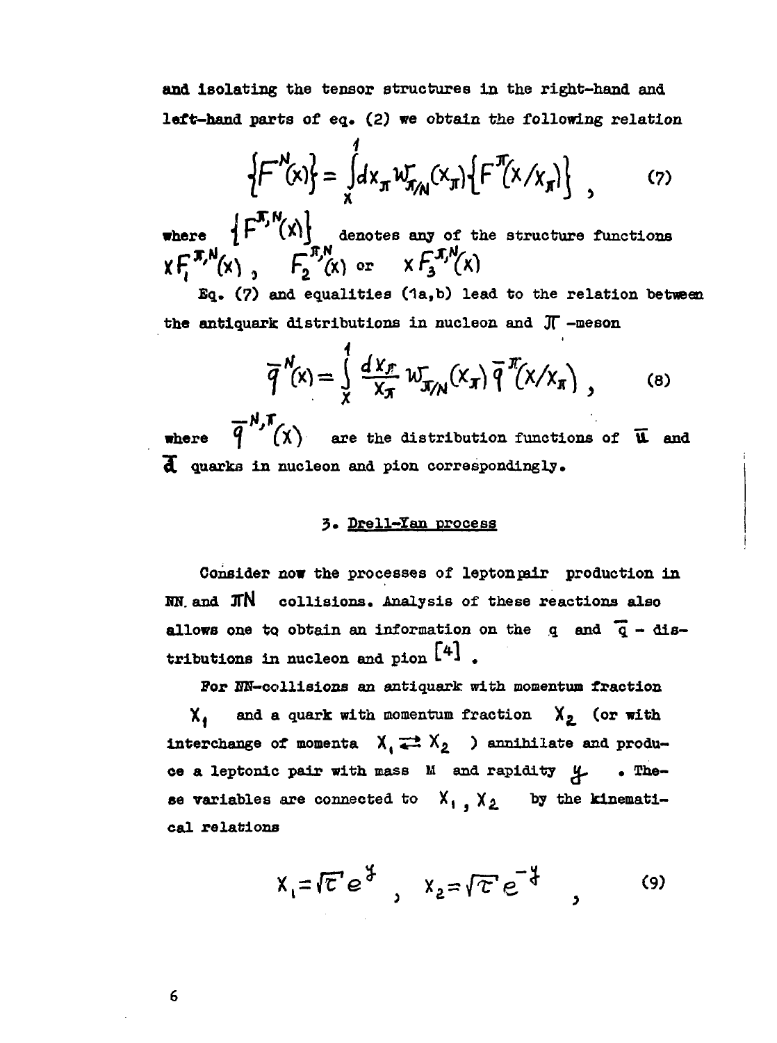and isolating the tensor structures in the right-hand and left-hand parts of eq. (2) we obtain the following relation

$$\left\{F^{N}(x)\right\} = \int\limits_{x}^{1} dx_{\pi} W_{\pi/N}(x_{\pi}) \left\{F^{\pi}(x/x_{\pi})\right\} , \qquad (7)$$

where $\left\{F^{\pi,N}(x)\right\}$ denotes any of the structure functions $xF_{1}^{\pi,N}(x)$, $F_{2}^{\pi,N}(x)$ or $xF_{3}^{\pi,N}(x)$

Eq. (7) and equalities (1a,b) lead to the relation between the antiquark distributions in nucleon and $\pi$ -meson

$$\bar{q}^{N}(x) = \int\limits_{x}^{1} \frac{dx_{\pi}}{x_{\pi}} W_{\pi/N}(x_{\pi}) \bar{q}^{\pi}(x/x_{\pi}) , \qquad (8)$$

where $\bar{q}^{N,\pi}(x)$ are the distribution functions of $\bar{u}$ and $\bar{d}$ quarks in nucleon and pion correspondingly.

## 3. Drell-Yan process

Consider now the processes of lepton pair production in NN and $\pi N$ collisions. Analysis of these reactions also allows one to obtain an information on the q and $\bar{q}$ - distributions in nucleon and pion [4].

For NN-collisions an antiquark with momentum fraction $x_1$ and a quark with momentum fraction $x_2$ (or with interchange of momenta $x_1 \rightleftarrows x_2$ ) annihilate and produce a leptonic pair with mass M and rapidity $y$ . These variables are connected to $x_1$, $x_2$ by the kinematical relations

$$x_1 = \sqrt{\tau}\, e^{y} , \quad x_2 = \sqrt{\tau}\, e^{-y} , \qquad (9)$$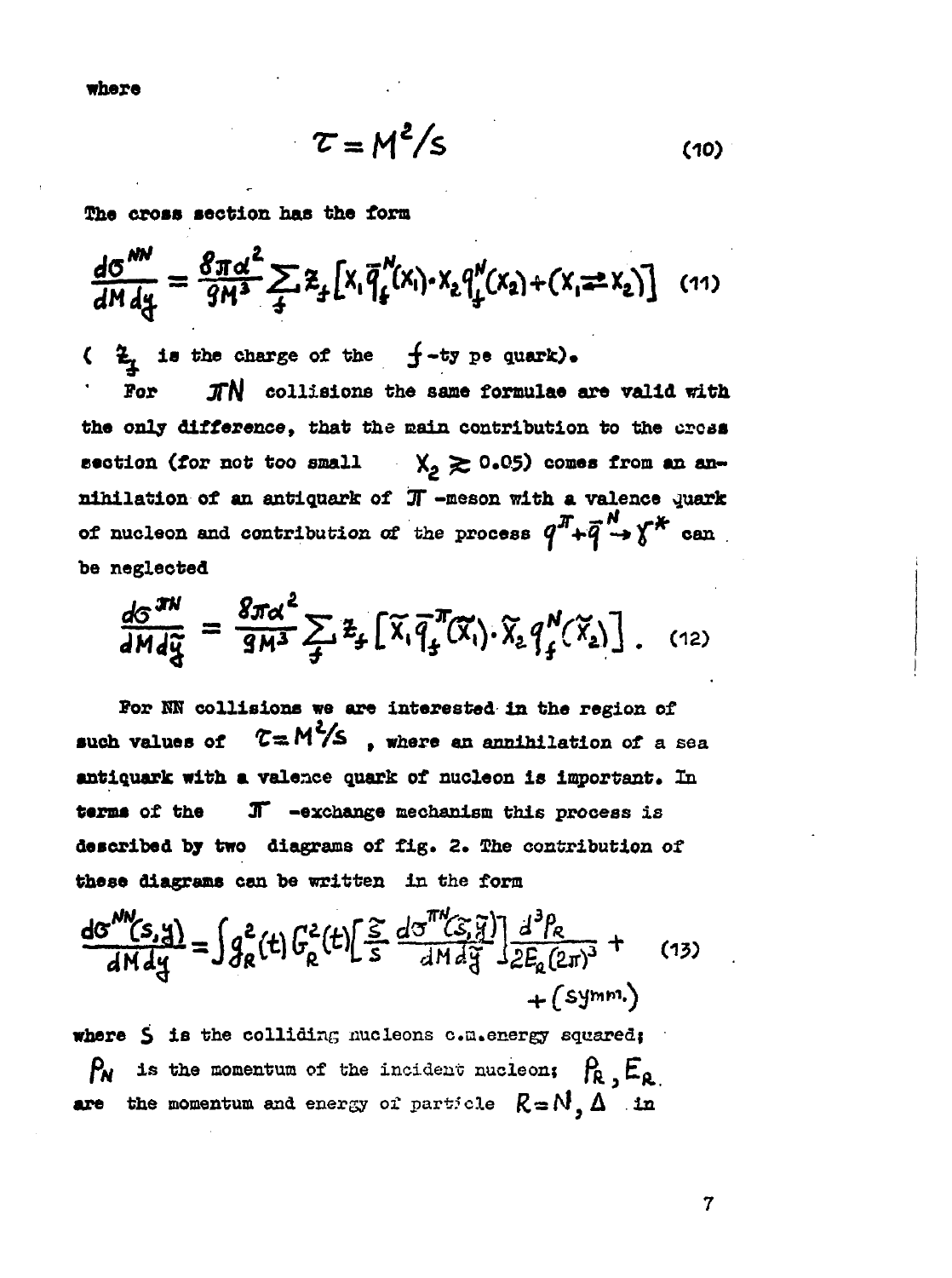where

$$\tau = M^2/s \tag{10}$$

The cross section has the form

$$\frac{d\sigma^{NN}}{dM\,dy} = \frac{8\pi\alpha^2}{9M^3}\sum_f z_f\left[x_1\bar{q}_f^N(x_1)\cdot x_2 q_f^N(x_2) + (x_1 \rightleftarrows x_2)\right] \tag{11}$$

( $z_f$ is the charge of the $f$-ty pe quark).

For $\pi N$ collisions the same formulae are valid with the only difference, that the main contribution to the cross section (for not too small $x_2 \gtrsim 0.05$) comes from an annihilation of an antiquark of $\pi$-meson with a valence quark of nucleon and contribution of the process $q^\pi + \bar{q}^N \to \gamma^*$ can be neglected

$$\frac{d\sigma^{\pi N}}{dM\,d\tilde{y}} = \frac{8\pi\alpha^2}{9M^3}\sum_f z_f\left[\tilde{x}_1\bar{q}_f^\pi(\tilde{x}_1)\cdot\tilde{x}_2 q_f^N(\tilde{x}_2)\right]. \tag{12}$$

For NN collisions we are interested in the region of such values of $\tau = M^2/s$, where an annihilation of a sea antiquark with a valence quark of nucleon is important. In terms of the $\pi$-exchange mechanism this process is described by two diagrams of fig. 2. The contribution of these diagrams can be written in the form

$$\frac{d\sigma^{NN}(s,y)}{dM\,dy} = \int g_R^2(t)\,G_R^2(t)\left[\frac{\tilde{s}}{s}\,\frac{d\sigma^{\pi N}(\tilde{s},\tilde{y})}{dM\,d\tilde{y}}\right]\frac{d^3p_R}{2E_R(2\pi)^3} + (\text{symm.}) \tag{13}$$

where $s$ is the colliding nucleons c.m. energy squared; $P_N$ is the momentum of the incident nucleon; $P_R, E_R$ are the momentum and energy of particle $R = N, \Delta$ in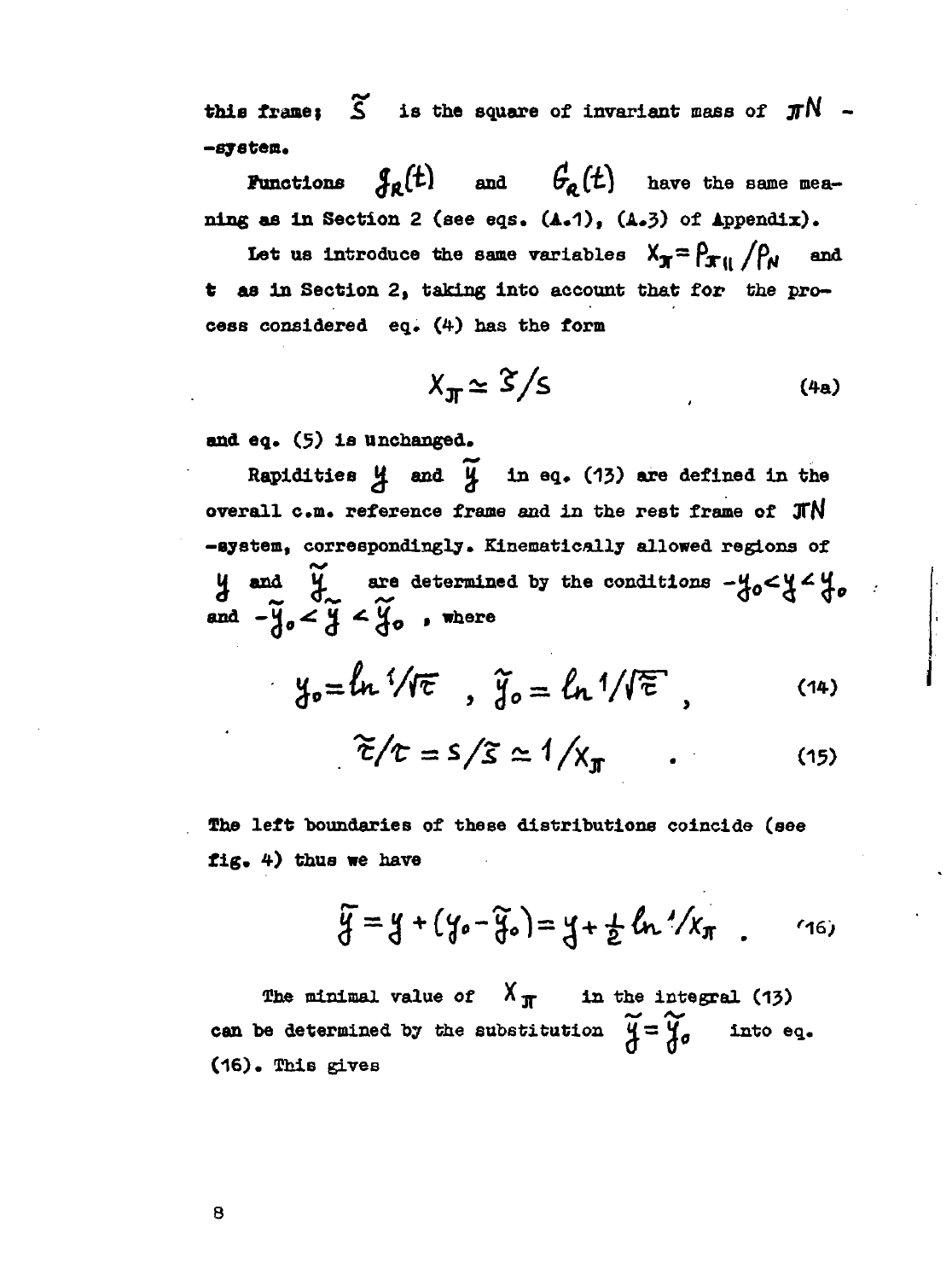this frame; $\tilde{s}$ is the square of invariant mass of $\pi N$ -system.

Functions $g_R(t)$ and $G_R(t)$ have the same meaning as in Section 2 (see eqs. (A.1), (A.3) of Appendix).

Let us introduce the same variables $x_\pi = p_{\pi\parallel}/p_N$ and $t$ as in Section 2, taking into account that for the process considered eq. (4) has the form

$$x_\pi \simeq \tilde{s}/s \tag{4a}$$

and eq. (5) is unchanged.

Rapidities $y$ and $\tilde{y}$ in eq. (13) are defined in the overall c.m. reference frame and in the rest frame of $\pi N$ -system, correspondingly. Kinematically allowed regions of $y$ and $\tilde{y}$ are determined by the conditions $-y_0 < y < y_0$ and $-\tilde{y}_0 < \tilde{y} < \tilde{y}_0$, where

$$y_0 = \ln 1/\sqrt{\tau} \quad , \quad \tilde{y}_0 = \ln 1/\sqrt{\tilde{\tau}} \, , \tag{14}$$

$$\tilde{\tau}/\tau = s/\tilde{s} \simeq 1/x_\pi \quad . \tag{15}$$

The left boundaries of these distributions coincide (see fig. 4) thus we have

$$\tilde{y} = y + (y_0 - \tilde{y}_0) = y + \frac{1}{2}\ln 1/x_\pi \quad . \tag{16}$$

The minimal value of $x_\pi$ in the integral (13) can be determined by the substitution $\tilde{y} = \tilde{y}_0$ into eq. (16). This gives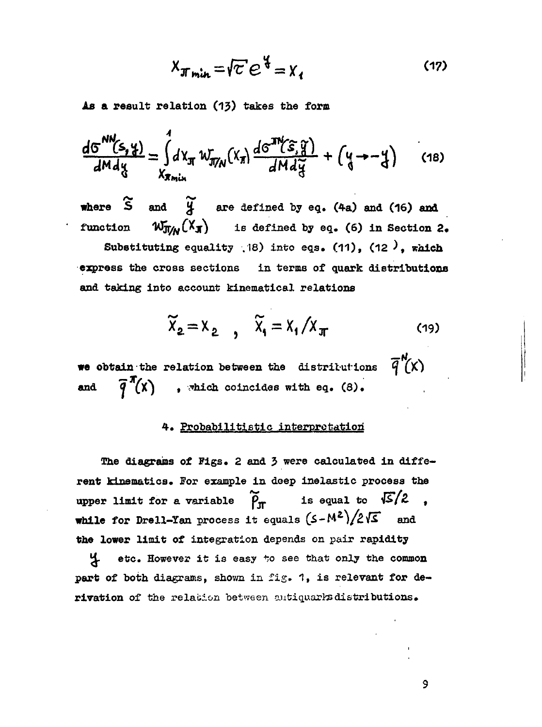$$x_{\pi\, min} = \sqrt{\tau}\, e^{y} = x_1 \tag{17}$$

As a result relation (13) takes the form

$$\frac{d\sigma^{NN}(s,y)}{dM\,dy} = \int_{x_{\pi\, min}}^{1} dx_\pi\, w_{\pi/N}(x_\pi) \frac{d\sigma^{\pi N}(\tilde{s},\tilde{y})}{dM\,d\tilde{y}} + \left(y \to -y\right) \tag{18}$$

where $\tilde{s}$ and $\tilde{y}$ are defined by eq. (4a) and (16) and function $w_{\pi/N}(x_\pi)$ is defined by eq. (6) in Section 2.

Substituting equality (18) into eqs. (11), (12), which express the cross sections in terms of quark distributions and taking into account kinematical relations

$$\tilde{x}_2 = x_2 \quad , \quad \tilde{x}_1 = x_1 / x_\pi \tag{19}$$

we obtain the relation between the distributions $\bar{q}^N(x)$ and $\bar{q}^\pi(x)$, which coincides with eq. (8).

## 4. Probabilitistic interpretation

The diagrams of Figs. 2 and 3 were calculated in different kinematics. For example in deep inelastic process the upper limit for a variable $\tilde{p}_\pi$ is equal to $\sqrt{s}/2$, while for Drell-Yan process it equals $(s-M^2)/2\sqrt{s}$ and the lower limit of integration depends on pair rapidity $y$ etc. However it is easy to see that only the common part of both diagrams, shown in fig. 1, is relevant for derivation of the relation between antiquarks distributions.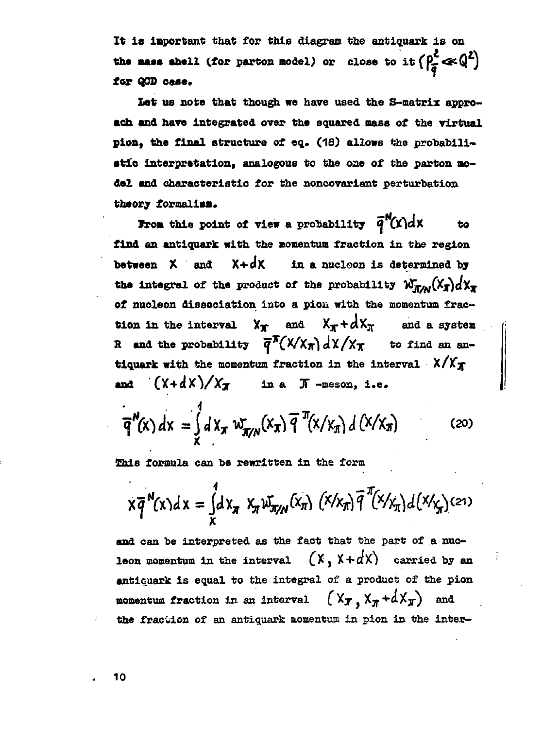It is important that for this diagram the antiquark is on the mass shell (for parton model) or close to it $(p_{\bar{q}}^2 \ll Q^2)$ for QCD case.

Let us note that though we have used the S-matrix approach and have integrated over the squared mass of the virtual pion, the final structure of eq. (18) allows the probabilistic interpretation, analogous to the one of the parton model and characteristic for the noncovariant perturbation theory formalism.

From this point of view a probability $\bar{q}^N(x)dx$ to find an antiquark with the momentum fraction in the region between $x$ and $x+dx$ in a nucleon is determined by the integral of the product of the probability $W_{\pi/N}(x_\pi)dx_\pi$ of nucleon dissociation into a pion with the momentum fraction in the interval $x_\pi$ and $x_\pi + dx_\pi$ and a system R and the probability $\bar{q}^\pi(x/x_\pi)\,dx/x_\pi$ to find an antiquark with the momentum fraction in the interval $x/x_\pi$ and $(x+dx)/x_\pi$ in a $\pi$-meson, i.e.

$$\bar{q}^N(x)\,dx = \int_x^1 dx_\pi\, W_{\pi/N}(x_\pi)\,\bar{q}^\pi(x/x_\pi)\,d(x/x_\pi) \qquad (20)$$

This formula can be rewritten in the form

$$x\bar{q}^N(x)\,dx = \int_x^1 dx_\pi\, x_\pi W_{\pi/N}(x_\pi)\,(x/x_\pi)\,\bar{q}^\pi(x/x_\pi)\,d(x/x_\pi) \qquad (21)$$

and can be interpreted as the fact that the part of a nucleon momentum in the interval $(x, x+dx)$ carried by an antiquark is equal to the integral of a product of the pion momentum fraction in an interval $(x_\pi, x_\pi+dx_\pi)$ and the fraction of an antiquark momentum in pion in the inter-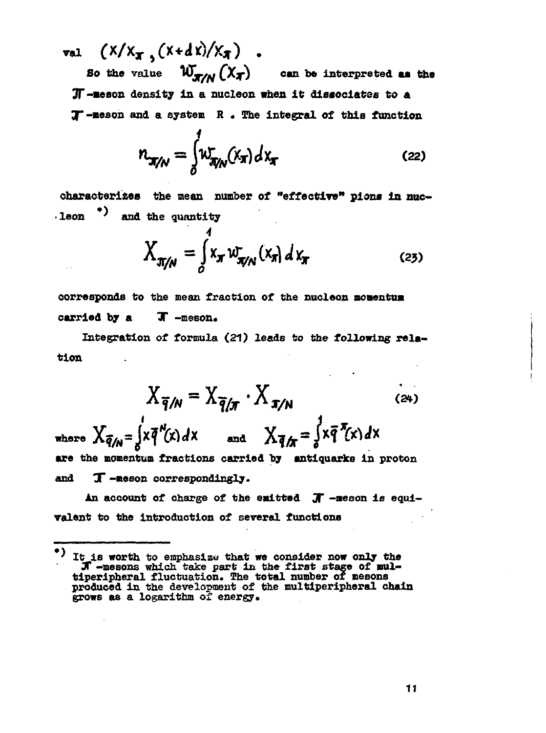val $(x/x_\pi, (x+dx)/x_\pi)$ .

So the value $w_{\pi/N}(x_\pi)$ can be interpreted as the $\pi$-meson density in a nucleon when it dissociates to a $\pi$-meson and a system R . The integral of this function

$$n_{\pi/N} = \int_0^1 w_{\pi/N}(x_\pi)\, dx_\pi \tag{22}$$

characterizes the mean number of "effective" pions in nucleon *) and the quantity

$$X_{\pi/N} = \int_0^1 x_\pi\, w_{\pi/N}(x_\pi)\, dx_\pi \tag{23}$$

corresponds to the mean fraction of the nucleon momentum carried by a $\pi$-meson.

Integration of formula (21) leads to the following relation

$$X_{\bar{q}/N} = X_{\bar{q}/\pi} \cdot X_{\pi/N} \tag{24}$$

where $X_{\bar{q}/N} = \int_0^1 x\bar{q}^N(x)\,dx$ and $X_{\bar{q}/\pi} = \int_0^1 x\bar{q}^\pi(x)\,dx$ are the momentum fractions carried by antiquarks in proton and $\pi$-meson correspondingly.

An account of charge of the emitted $\pi$-meson is equivalent to the introduction of several functions

---

*) It is worth to emphasize that we consider now only the $\pi$-mesons which take part in the first stage of multiperipheral fluctuation. The total number of mesons produced in the development of the multiperipheral chain grows as a logarithm of energy.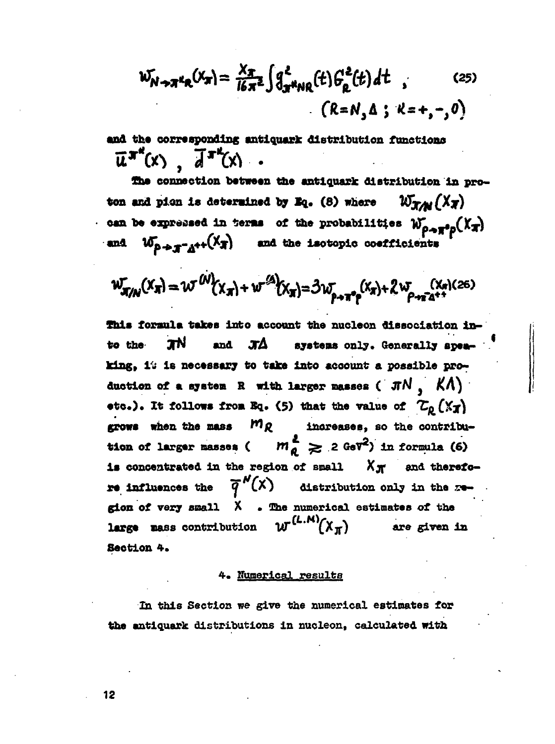$$W_{N\to\pi^k R}(x_\pi)=\frac{x_\pi}{16\pi^2}\int g^2_{\pi^k N R}(t)\,G_R^2(t)\,dt\;, \qquad (25)$$
$$(R=N,\Delta\;;\;k=+,-,0)$$

and the corresponding antiquark distribution functions $\bar{u}^{\pi^k}(x)$, $\bar{d}^{\pi^k}(x)$.

The connection between the antiquark distribution in proton and pion is determined by Eq. (8) where $W_{\pi/N}(x_\pi)$ can be expressed in terms of the probabilities $W_{p\to\pi^0 p}(x_\pi)$ and $W_{p\to\pi^-\Delta^{++}}(x_\pi)$ and the isotopic coefficients

$$W_{\pi/N}(x_\pi)=W^{(N)}(x_\pi)+W^{(\Delta)}(x_\pi)=3W_{p\to\pi^0 p}(x_\pi)+2W_{p\to\pi^-\Delta^{++}}(x_\pi) \qquad (26)$$

This formula takes into account the nucleon dissociation into the $\pi N$ and $\pi\Delta$ systems only. Generally speaking, it is necessary to take into account a possible production of a system R with larger masses ( $\pi N$, $K\Lambda$) etc.). It follows from Eq. (5) that the value of $\tau_R(x_\pi)$ grows when the mass $m_R$ increases, so the contribution of larger masses ( $m_R^2 \gtrsim 2$ GeV$^2$) in formula (6) is concentrated in the region of small $x_\pi$ and therefore influences the $\bar{q}^N(x)$ distribution only in the region of very small $x$. The numerical estimates of the large mass contribution $W^{(L.M)}(x_\pi)$ are given in Section 4.

## 4. Numerical results

In this Section we give the numerical estimates for the antiquark distributions in nucleon, calculated with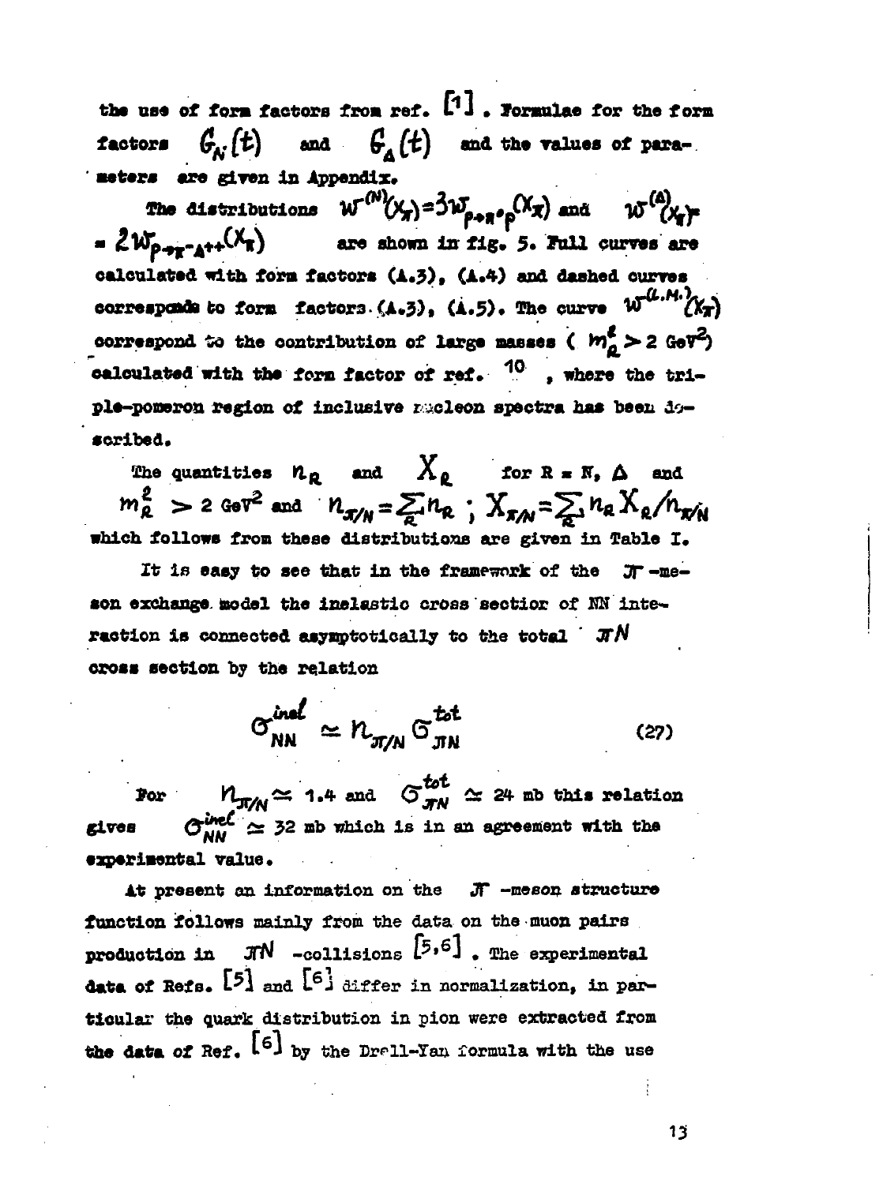the use of form factors from ref. [1]. Formulae for the form factors $G_N(t)$ and $G_\Delta(t)$ and the values of parameters are given in Appendix.

The distributions $W^{(N)}(x_\pi) = 3W_{p\to\pi^0 p}(x_\pi)$ and $W^{(\Delta)}(x_\pi) = 2W_{p\to\pi^-\Delta^{++}}(x_\pi)$ are shown in fig. 5. Full curves are calculated with form factors (A.3), (A.4) and dashed curves corresponds to form factors (A.3), (A.5). The curve $W^{(L.M.)}(x_\pi)$ correspond to the contribution of large masses ( $m_R^2 > 2$ GeV$^2$) calculated with the form factor of ref. 10, where the triple-pomeron region of inclusive nucleon spectra has been described.

The quantities $n_R$ and $X_R$ for R = N, $\Delta$ and $m_R^2 > 2$ GeV$^2$ and $n_{\pi/N} = \sum_R n_R$ ; $X_{\pi/N} = \sum_R n_R X_R / n_{\pi/N}$ which follows from these distributions are given in Table I.

It is easy to see that in the framework of the $\pi$-meson exchange model the inelastic cross section of NN interaction is connected asymptotically to the total $\pi N$ cross section by the relation

$$\sigma_{NN}^{inel} \simeq n_{\pi/N}\, \sigma_{\pi N}^{tot} \tag{27}$$

For $n_{\pi/N} \simeq 1.4$ and $\sigma_{\pi N}^{tot} \simeq 24$ mb this relation gives $\sigma_{NN}^{inel} \simeq 32$ mb which is in an agreement with the experimental value.

At present an information on the $\pi$-meson structure function follows mainly from the data on the muon pairs production in $\pi N$-collisions [5,6]. The experimental data of Refs. [5] and [6] differ in normalization, in particular the quark distribution in pion were extracted from the data of Ref. [6] by the Drell-Yan formula with the use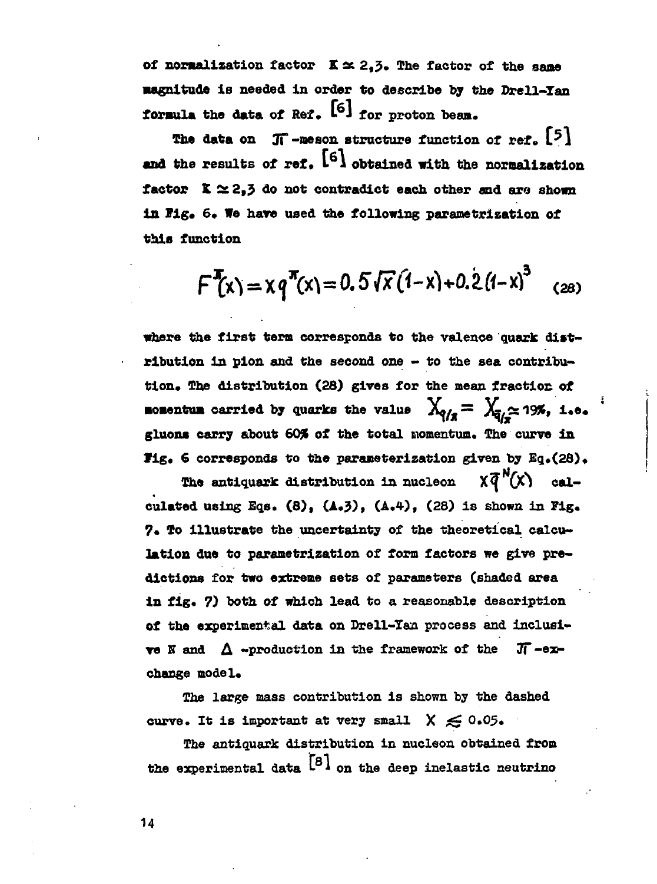of normalization factor $K \simeq 2{,}3$. The factor of the same magnitude is needed in order to describe by the Drell-Yan formula the data of Ref. [6] for proton beam.

The data on $\pi$-meson structure function of ref. [5] and the results of ref. [6] obtained with the normalization factor $K \simeq 2{,}3$ do not contradict each other and are shown in Fig. 6. We have used the following parametrization of this function

$$F^{\pi}(x) = x q^{\pi}(x) = 0.5\sqrt{x}(1-x) + 0.2(1-x)^3 \quad (28)$$

where the first term corresponds to the valence quark distribution in pion and the second one - to the sea contribution. The distribution (28) gives for the mean fraction of momentum carried by quarks the value $X_{q/\pi} = X_{\bar{q}/\pi} \simeq 19\%$, i.e. gluons carry about 60% of the total momentum. The curve in Fig. 6 corresponds to the parameterization given by Eq.(28).

The antiquark distribution in nucleon $x\bar{q}^{N}(x)$ calculated using Eqs. (8), (A.3), (A.4), (28) is shown in Fig. 7. To illustrate the uncertainty of the theoretical calculation due to parametrization of form factors we give predictions for two extreme sets of parameters (shaded area in fig. 7) both of which lead to a reasonable description of the experimental data on Drell-Yan process and inclusive N and $\Delta$-production in the framework of the $\pi$-exchange model.

The large mass contribution is shown by the dashed curve. It is important at very small $x \lesssim 0.05$.

The antiquark distribution in nucleon obtained from the experimental data [8] on the deep inelastic neutrino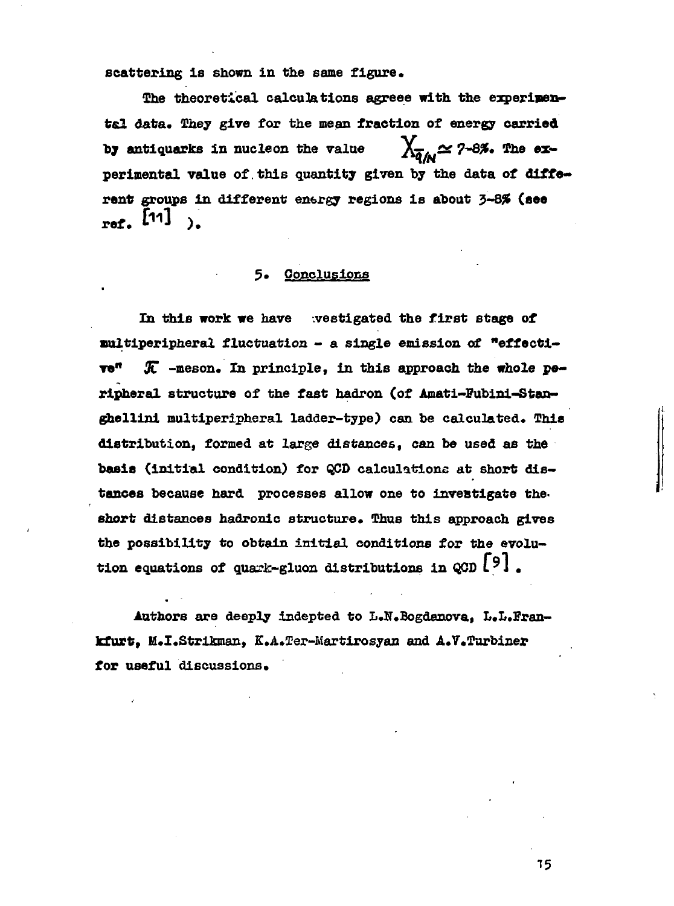scattering is shown in the same figure.

The theoretical calculations agreee with the experimental data. They give for the mean fraction of energy carried by antiquarks in nucleon the value $\chi_{\bar{q}/N} \simeq$ 7-8%. The experimental value of this quantity given by the data of different groups in different energy regions is about 3-8% (see ref. [11] ).

## 5. Conclusions

In this work we have investigated the first stage of multiperipheral fluctuation - a single emission of "effective" $\pi$ -meson. In principle, in this approach the whole peripheral structure of the fast hadron (of Amati-Fubini-Stanghellini multiperipheral ladder-type) can be calculated. This distribution, formed at large distances, can be used as the basis (initial condition) for QCD calculations at short distances because hard processes allow one to investigate the short distances hadronic structure. Thus this approach gives the possibility to obtain initial conditions for the evolution equations of quark-gluon distributions in QCD [9] .

Authors are deeply indepted to L.N.Bogdanova, L.L.Frankfurt, M.I.Strikman, K.A.Ter-Martirosyan and A.V.Turbiner for useful discussions.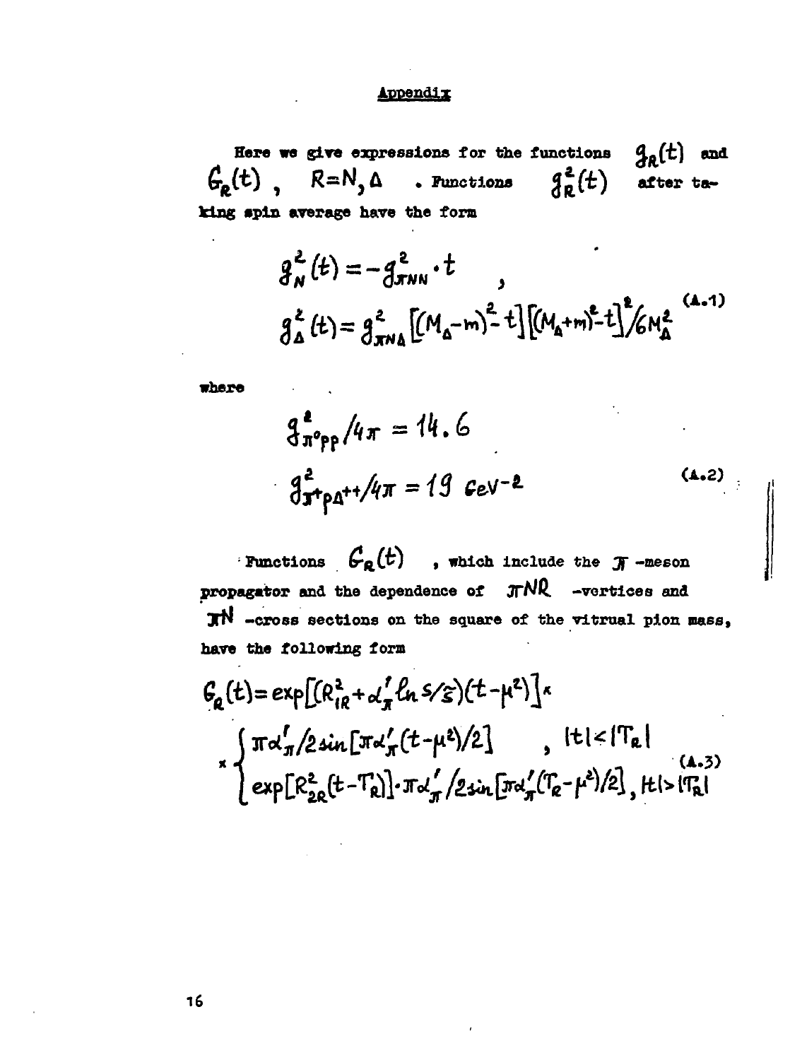## Appendix

Here we give expressions for the functions $g_R(t)$ and $G_R(t)$, $R=N,\Delta$. Functions $g_R^2(t)$ after taking spin average have the form

$$g_N^2(t) = -g_{\pi NN}^2 \cdot t \quad ,$$
$$g_\Delta^2(t) = g_{\pi N\Delta}^2 \left[(M_\Delta - m)^2 - t\right]\left[(M_\Delta + m)^2 - t\right]^2 / 6M_\Delta^2 \tag{A.1}$$

where

$$g_{\pi^0 pp}^2/4\pi = 14.6$$
$$g_{\pi^+ p\Delta^{++}}^2/4\pi = 19 \ \text{GeV}^{-2} \tag{A.2}$$

Functions $G_R(t)$, which include the $\pi$-meson propagator and the dependence of $\pi NR$-vertices and $\pi N$-cross sections on the square of the vitrual pion mass, have the following form

$$G_R(t) = \exp\left[(R_{1R}^2 + \alpha_\pi' \ln s/\tilde{s})(t-\mu^2)\right] \times$$
$$\times \begin{cases} \pi\alpha_\pi'/2\sin\left[\pi\alpha_\pi'(t-\mu^2)/2\right] & , \ |t| < |T_R| \\ \exp\left[R_{2R}^2(t-T_R)\right] \cdot \pi\alpha_\pi'/2\sin\left[\pi\alpha_\pi'(T_R-\mu^2)/2\right], & |t| > |T_R| \end{cases} \tag{A.3}$$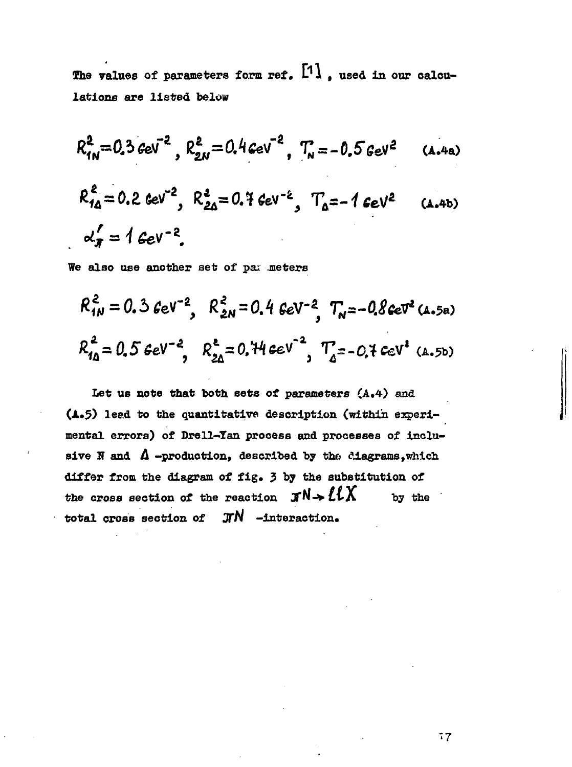The values of parameters form ref. [1], used in our calculations are listed below

$$R^2_{1N}=0.3\,GeV^{-2},\ R^2_{2N}=0.4\,GeV^{-2},\ T_N=-0.5\,GeV^2 \quad \text{(A.4a)}$$

$$R^2_{1\Delta}=0.2\,GeV^{-2},\ R^2_{2\Delta}=0.7\,GeV^{-2},\ T_\Delta=-1\,GeV^2 \quad \text{(A.4b)}$$

$$\alpha'_\pi = 1\,GeV^{-2}.$$

We also use another set of parameters

$$R^2_{1N}=0.3\,GeV^{-2},\ R^2_{2N}=0.4\,GeV^{-2},\ T_N=-0.8\,GeV^2 \quad \text{(A.5a)}$$

$$R^2_{1\Delta}=0.5\,GeV^{-2},\ R^2_{2\Delta}=0.74\,GeV^{-2},\ T_\Delta=-0.7\,GeV^2 \quad \text{(A.5b)}$$

Let us note that both sets of parameters (A.4) and (A.5) lead to the quantitative description (within experimental errors) of Drell-Yan process and processes of inclusive N and $\Delta$ -production, described by the diagrams, which differ from the diagram of fig. 3 by the substitution of the cross section of the reaction $\pi N \to l l X$ by the total cross section of $\pi N$ -interaction.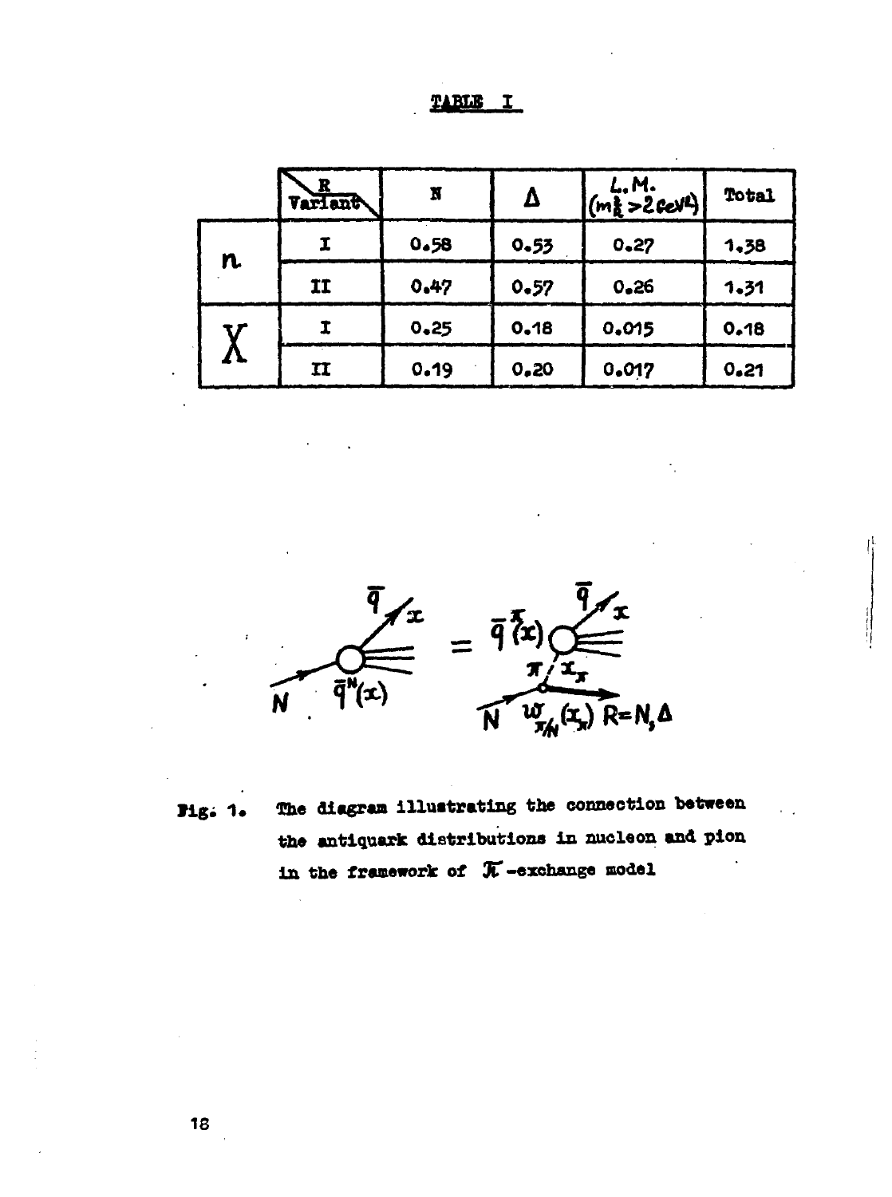TABLE I

| | R / Variant | N | $\Delta$ | L.M. ($m_R^2 > 2\ GeV^2$) | Total |
|---|---|---|---|---|---|
| $n$ | I | 0.58 | 0.53 | 0.27 | 1.38 |
| | II | 0.47 | 0.57 | 0.26 | 1.31 |
| $X$ | I | 0.25 | 0.18 | 0.015 | 0.18 |
| | II | 0.19 | 0.20 | 0.017 | 0.21 |

Fig. 1. The diagram illustrating the connection between the antiquark distributions in nucleon and pion in the framework of $\pi$-exchange model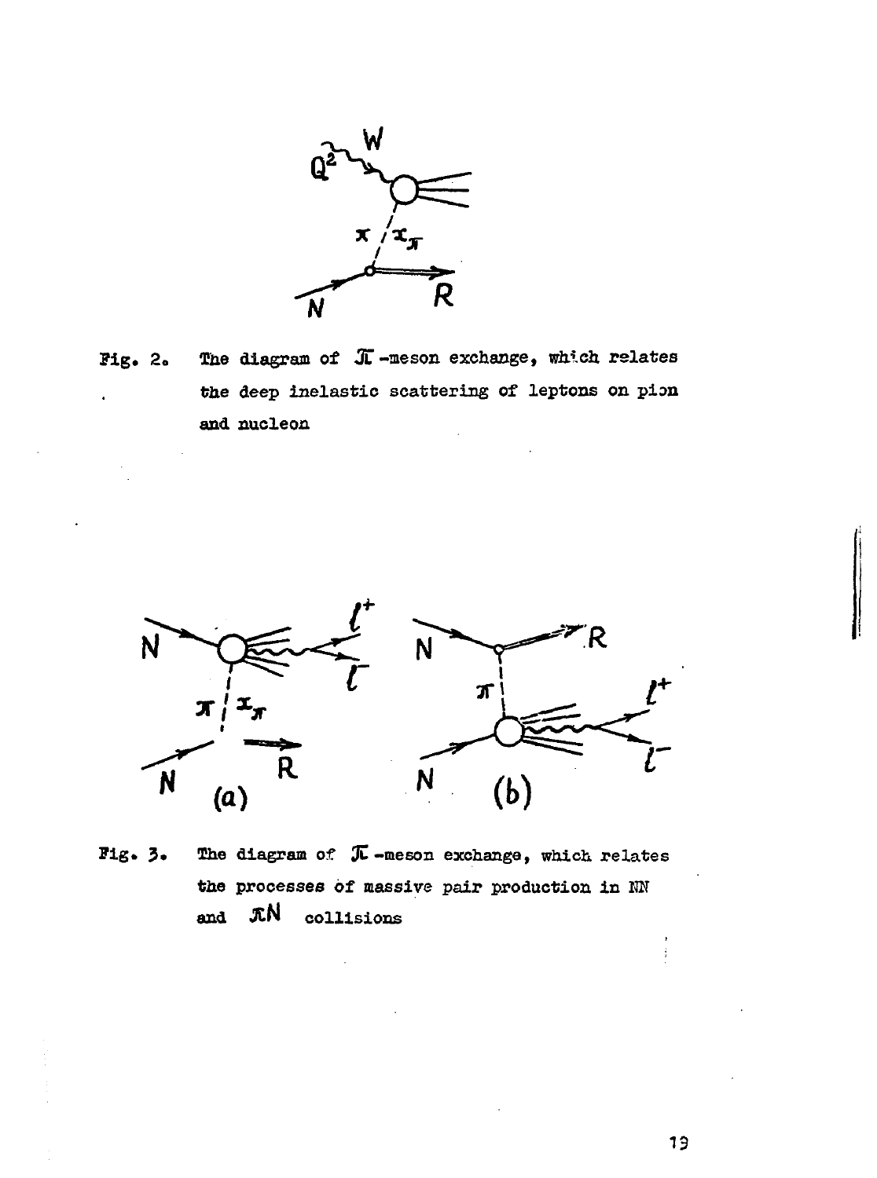Fig. 2. The diagram of $\pi$-meson exchange, which relates the deep inelastic scattering of leptons on pion and nucleon

Fig. 3. The diagram of $\pi$-meson exchange, which relates the processes of massive pair production in NN and $\pi N$ collisions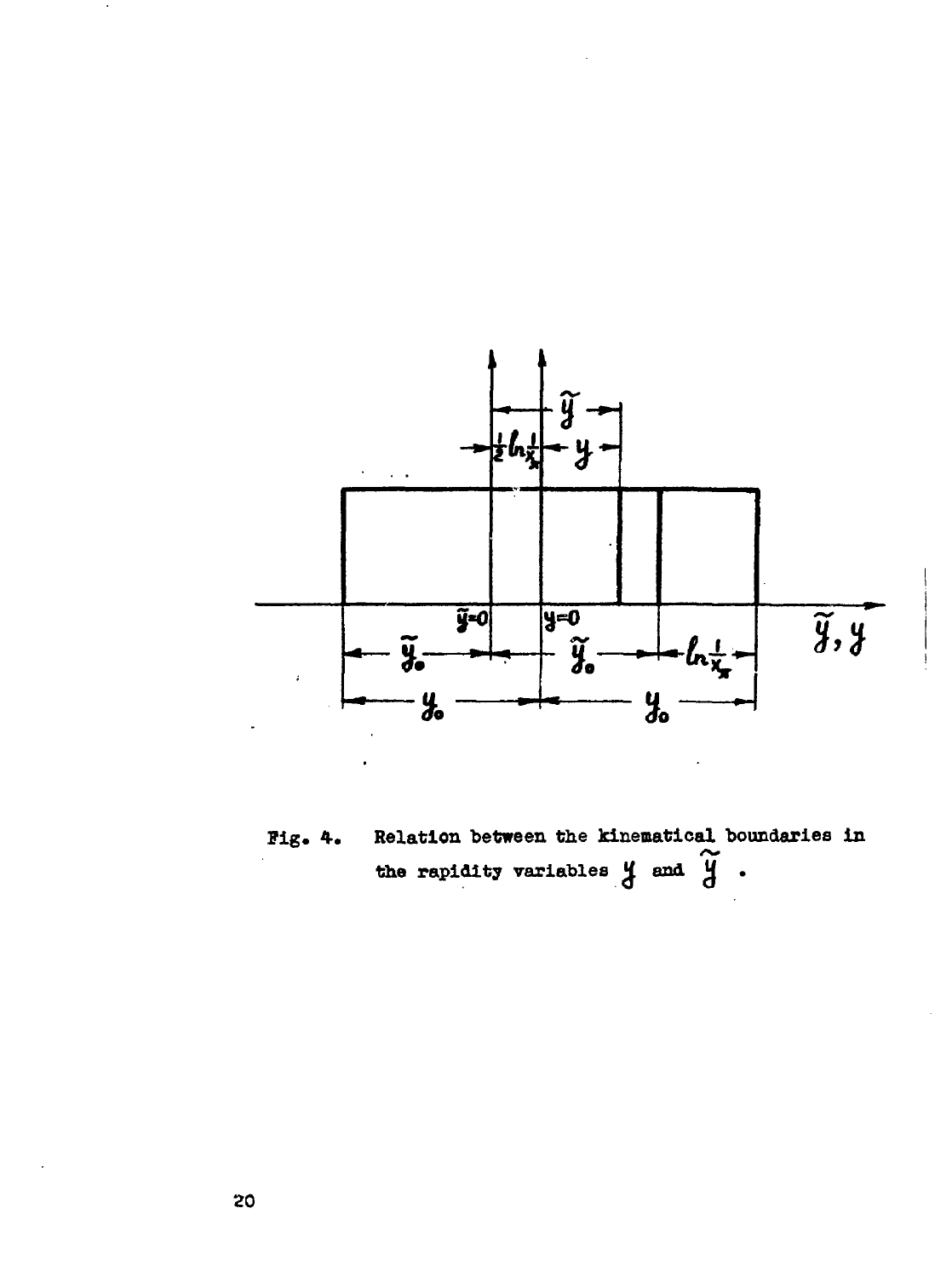Fig. 4. Relation between the kinematical boundaries in the rapidity variables $y$ and $\tilde{y}$ .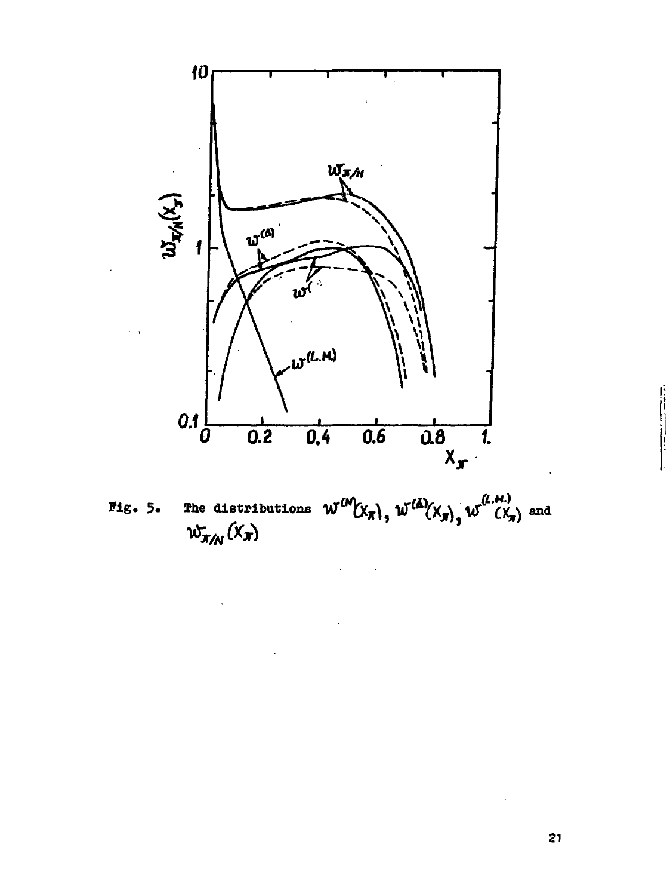Fig. 5. The distributions $w^{(N)}(x_\pi)$, $w^{(\Delta)}(x_\pi)$, $w^{(L.M.)}(x_\pi)$ and $w_{\pi/N}(x_\pi)$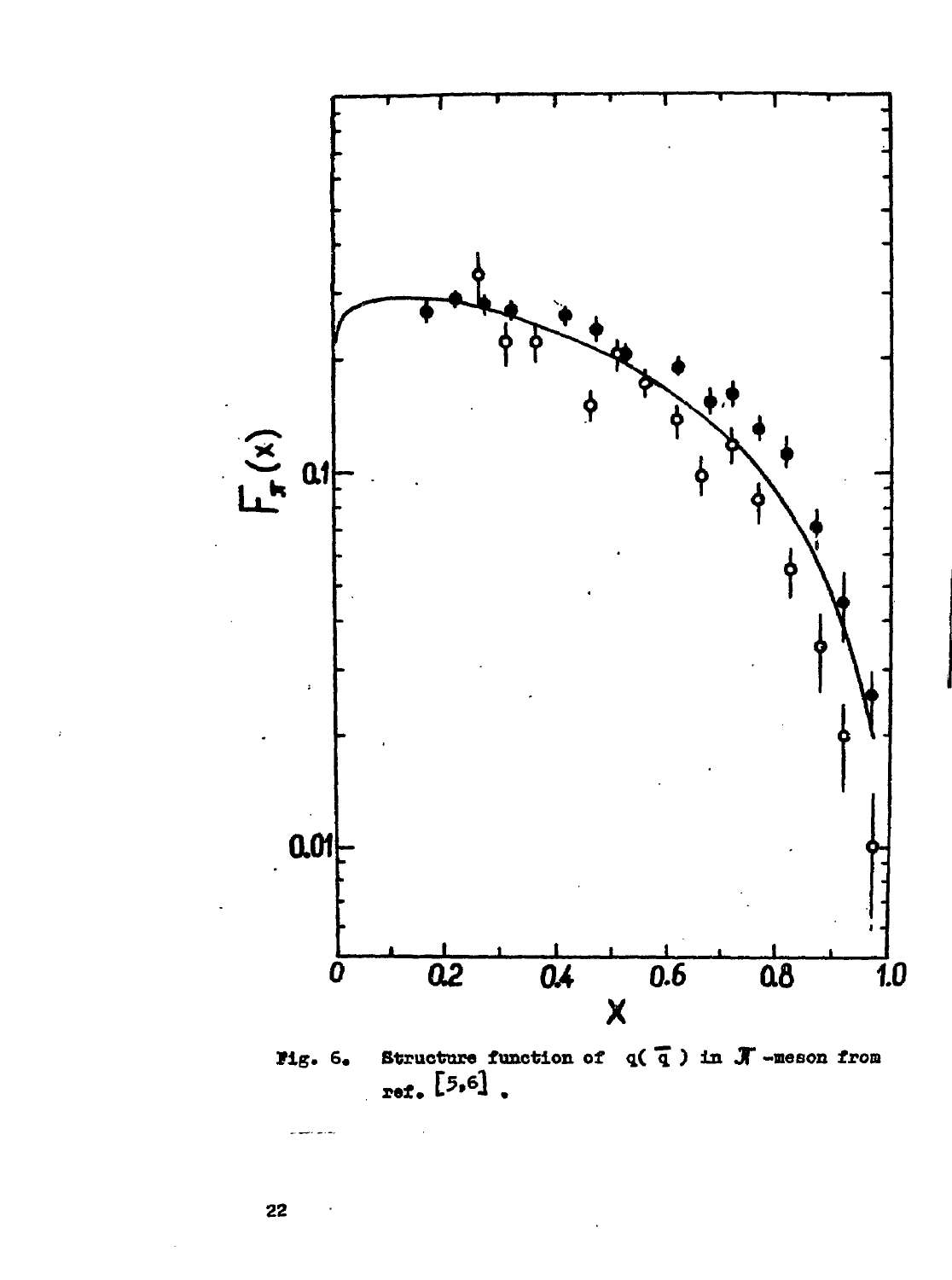Fig. 6. Structure function of $q(\bar{q})$ in $\pi$-meson from ref. [5,6] .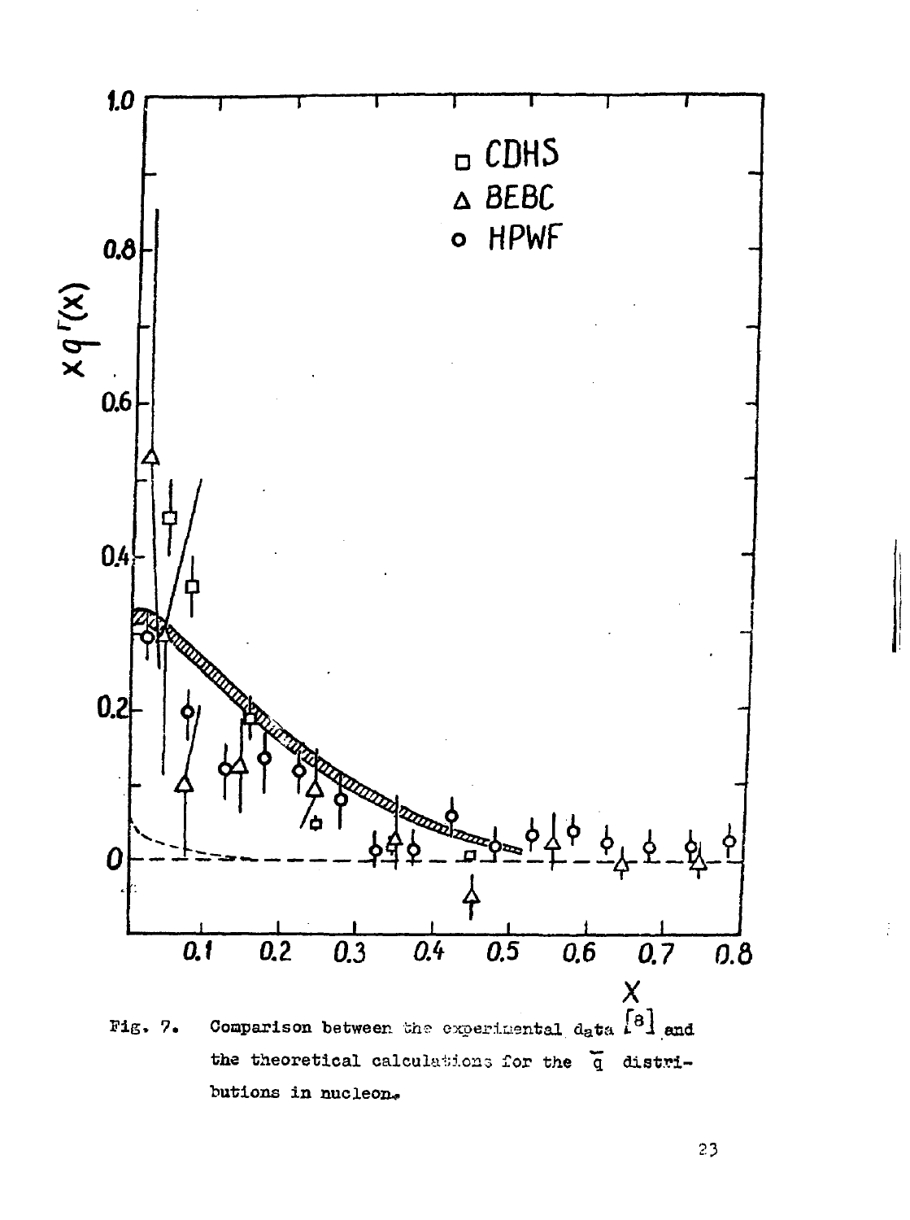Fig. 7. Comparison between the experimental data [8] and the theoretical calculations for the $\bar{q}$ distributions in nucleon.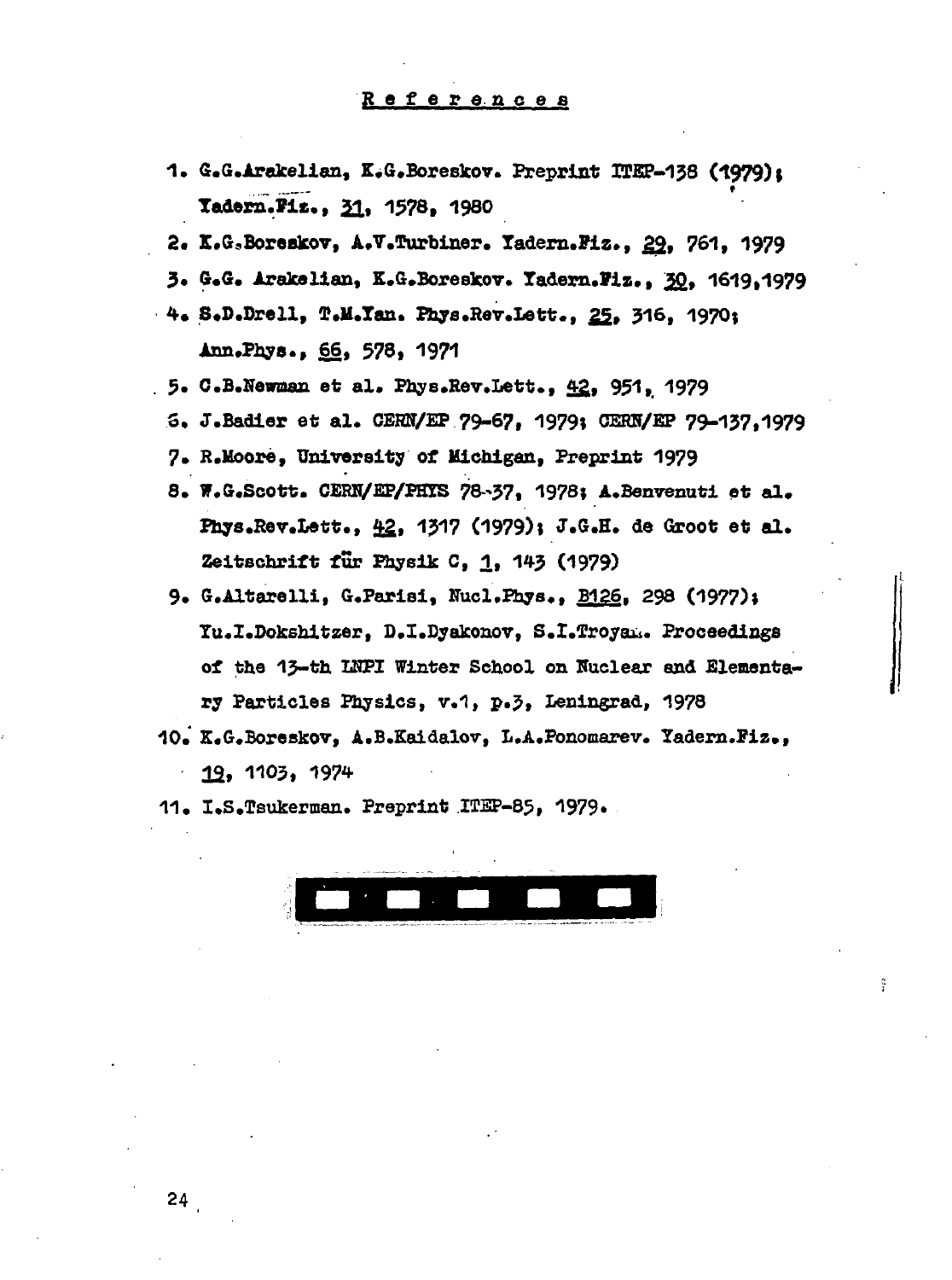## References

1. G.G.Arakelian, K.G.Boreskov. Preprint ITEP-138 (1979); Yadern.Fiz., 31, 1578, 1980
2. K.G.Boreskov, A.V.Turbiner. Yadern.Fiz., 29, 761, 1979
3. G.G. Arakelian, K.G.Boreskov. Yadern.Fiz., 30, 1619,1979
4. S.D.Drell, T.M.Yan. Phys.Rev.Lett., 25, 316, 1970; Ann.Phys., 66, 578, 1971
5. C.B.Newman et al. Phys.Rev.Lett., 42, 951, 1979
6. J.Badier et al. CERN/EP 79-67, 1979; CERN/EP 79-137,1979
7. R.Moore, University of Michigan, Preprint 1979
8. W.G.Scott. CERN/EP/PHYS 78-37, 1978; A.Benvenuti et al. Phys.Rev.Lett., 42, 1317 (1979); J.G.H. de Groot et al. Zeitschrift für Physik C, 1, 143 (1979)
9. G.Altarelli, G.Parisi, Nucl.Phys., B126, 298 (1977); Yu.I.Dokshitzer, D.I.Dyakonov, S.I.Troyan. Proceedings of the 13-th LNPI Winter School on Nuclear and Elementary Particles Physics, v.1, p.3, Leningrad, 1978
10. K.G.Boreskov, A.B.Kaidalov, L.A.Ponomarev. Yadern.Fiz., 19, 1103, 1974
11. I.S.Tsukerman. Preprint ITEP-85, 1979.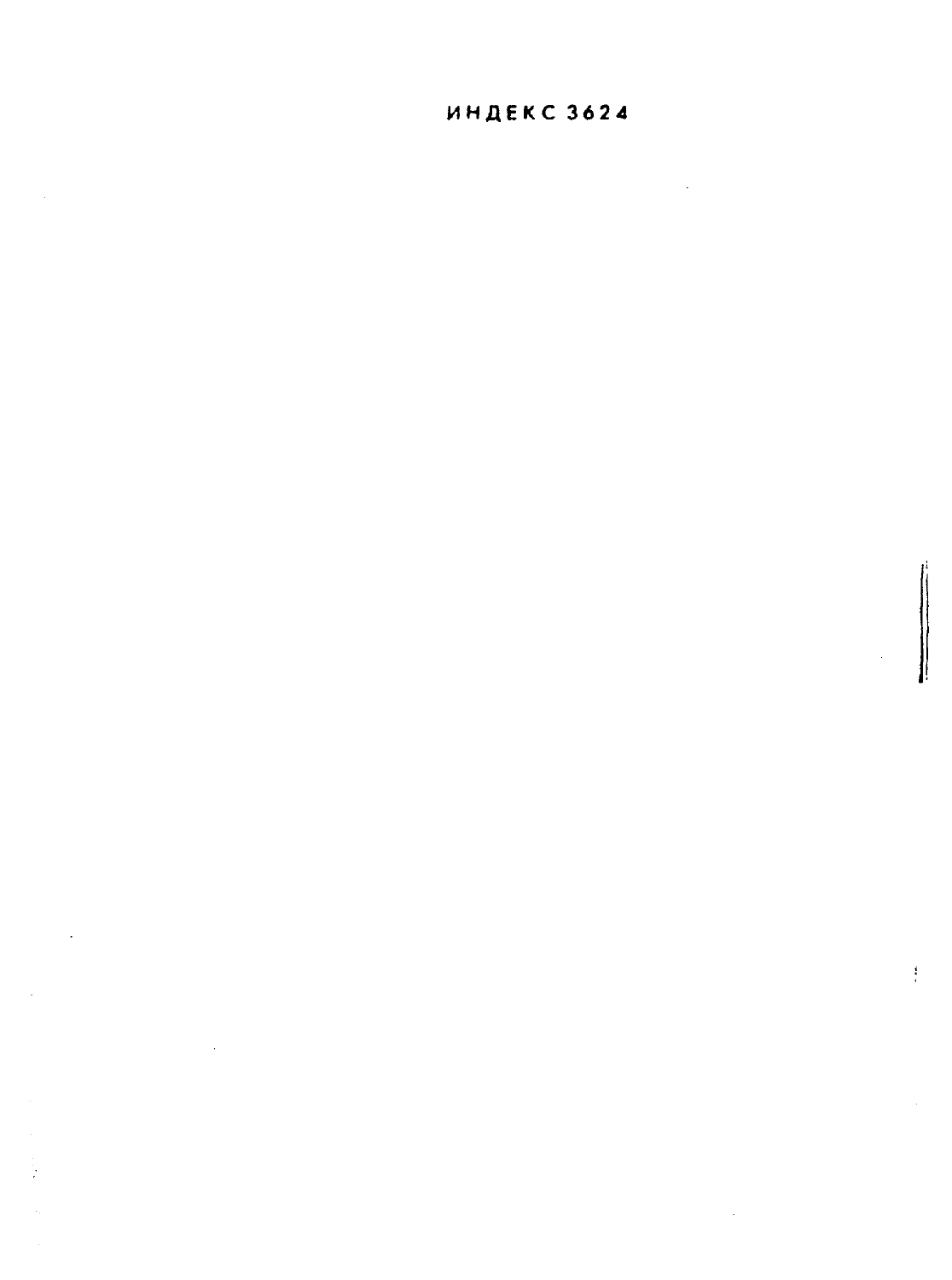ИНДЕКС 3624